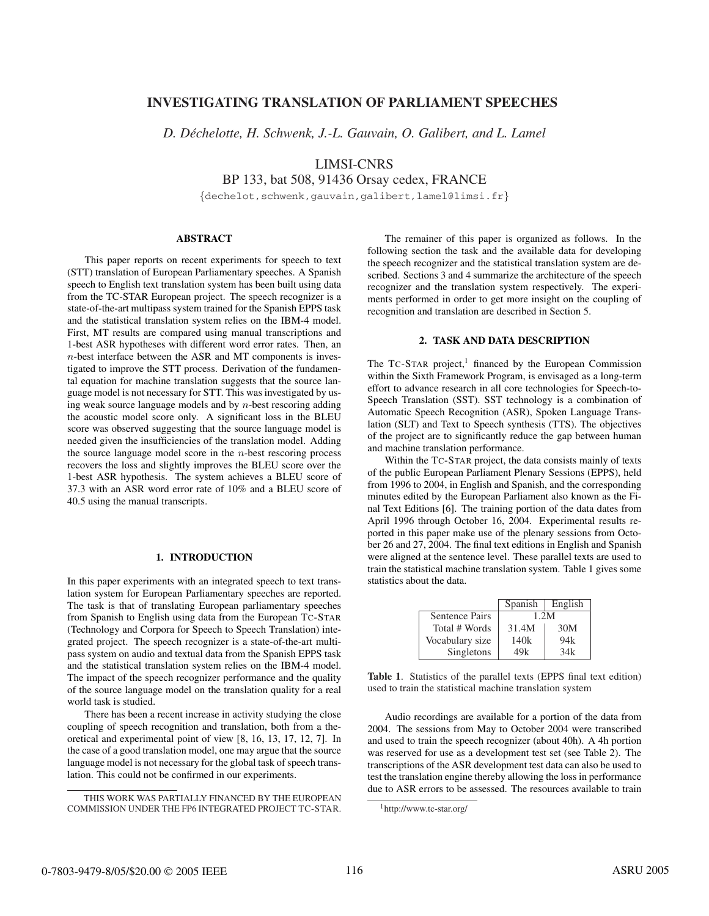# INVESTIGATING TRANSLATION OF PARLIAMENT SPEECHES

*D. Déchelotte, H. Schwenk, J.-L. Gauvain, O. Galibert, and L. Lamel*

LIMSI-CNRS

BP 133, bat 508, 91436 Orsay cedex, FRANCE

{dechelot,schwenk,gauvain,galibert,lamel@limsi.fr}

## ABSTRACT

This paper reports on recent experiments for speech to text (STT) translation of European Parliamentary speeches. A Spanish speech to English text translation system has been built using data from the TC-STAR European project. The speech recognizer is a state-of-the-art multipass system trained for the Spanish EPPS task and the statistical translation system relies on the IBM-4 model. First, MT results are compared using manual transcriptions and 1-best ASR hypotheses with different word error rates. Then, an $n$-best interface between the ASR and MT components is investigated to improve the STT process. Derivation of the fundamental equation for machine translation suggests that the source language model is not necessary for STT. This was investigated by using weak source language models and by $n$-best rescoring adding the acoustic model score only. A significant loss in the BLEU score was observed suggesting that the source language model is needed given the insufficiencies of the translation model. Adding the source language model score in the $n$-best rescoring process recovers the loss and slightly improves the BLEU score over the 1-best ASR hypothesis. The system achieves a BLEU score of 37.3 with an ASR word error rate of 10% and a BLEU score of 40.5 using the manual transcripts.

## 1. INTRODUCTION

In this paper experiments with an integrated speech to text translation system for European Parliamentary speeches are reported. The task is that of translating European parliamentary speeches from Spanish to English using data from the European TC-STAR (Technology and Corpora for Speech to Speech Translation) integrated project. The speech recognizer is a state-of-the-art multipass system on audio and textual data from the Spanish EPPS task and the statistical translation system relies on the IBM-4 model. The impact of the speech recognizer performance and the quality of the source language model on the translation quality for a real world task is studied.

There has been a recent increase in activity studying the close coupling of speech recognition and translation, both from a theoretical and experimental point of view [8, 16, 13, 17, 12, 7]. In the case of a good translation model, one may argue that the source language model is not necessary for the global task of speech translation. This could not be confirmed in our experiments.

THIS WORK WAS PARTIALLY FINANCED BY THE EUROPEAN COMMISSION UNDER THE FP6 INTEGRATED PROJECT TC-STAR.

The remainer of this paper is organized as follows. In the following section the task and the available data for developing the speech recognizer and the statistical translation system are described. Sections 3 and 4 summarize the architecture of the speech recognizer and the translation system respectively. The experiments performed in order to get more insight on the coupling of recognition and translation are described in Section 5.

## 2. TASK AND DATA DESCRIPTION

The TC-STAR project,[1] financed by the European Commission within the Sixth Framework Program, is envisaged as a long-term effort to advance research in all core technologies for Speech-to-Speech Translation (SST). SST technology is a combination of Automatic Speech Recognition (ASR), Spoken Language Translation (SLT) and Text to Speech synthesis (TTS). The objectives of the project are to significantly reduce the gap between human and machine translation performance.

Within the TC-STAR project, the data consists mainly of texts of the public European Parliament Plenary Sessions (EPPS), held from 1996 to 2004, in English and Spanish, and the corresponding minutes edited by the European Parliament also known as the Final Text Editions [6]. The training portion of the data dates from April 1996 through October 16, 2004. Experimental results reported in this paper make use of the plenary sessions from October 26 and 27, 2004. The final text editions in English and Spanish were aligned at the sentence level. These parallel texts are used to train the statistical machine translation system. Table 1 gives some statistics about the data.

| | Spanish | English |
|---|---|---|
| Sentence Pairs | 1.2M | |
| Total # Words | 31.4M | 30M |
| Vocabulary size | 140k | 94k |
| Singletons | 49k | 34k |

**Table 1**. Statistics of the parallel texts (EPPS final text edition) used to train the statistical machine translation system

Audio recordings are available for a portion of the data from 2004. The sessions from May to October 2004 were transcribed and used to train the speech recognizer (about 40h). A 4h portion was reserved for use as a development test set (see Table 2). The transcriptions of the ASR development test data can also be used to test the translation engine thereby allowing the loss in performance due to ASR errors to be assessed. The resources available to train

[1] http://www.tc-star.org/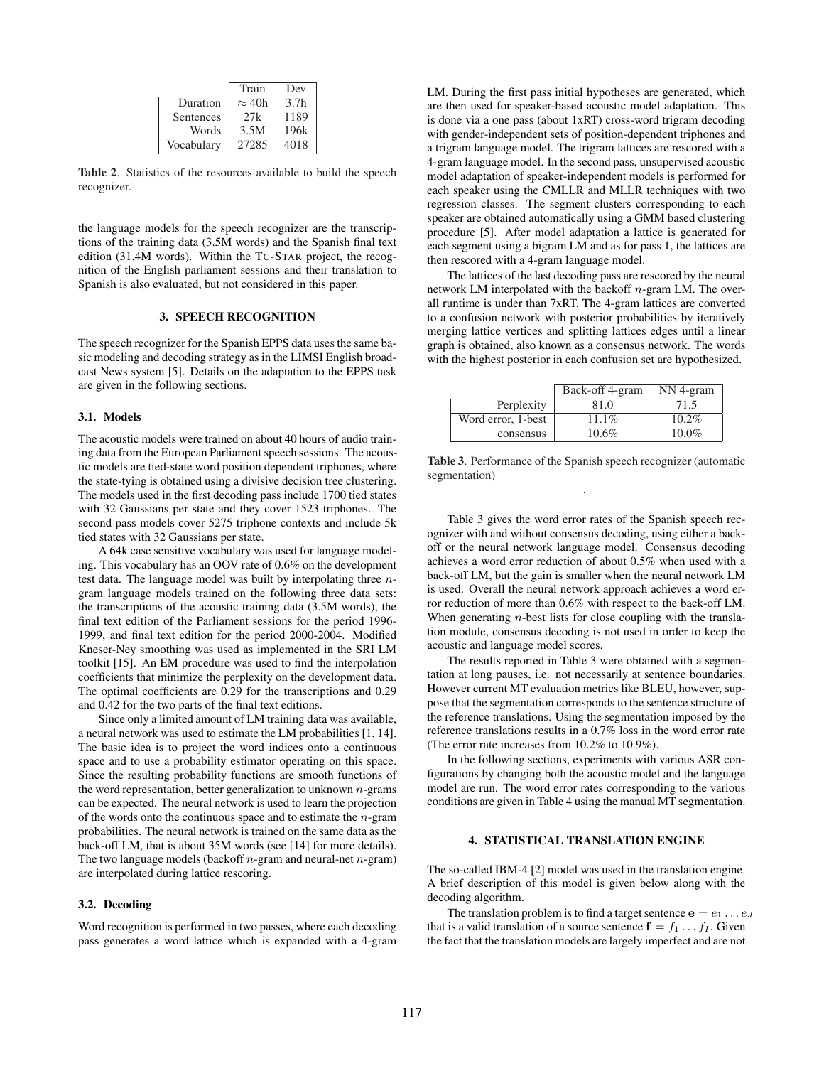|  | Train | Dev |
|---|---|---|
| Duration | $\approx 40$h | 3.7h |
| Sentences | 27k | 1189 |
| Words | 3.5M | 196k |
| Vocabulary | 27285 | 4018 |

**Table 2**. Statistics of the resources available to build the speech recognizer.

the language models for the speech recognizer are the transcriptions of the training data (3.5M words) and the Spanish final text edition (31.4M words). Within the TC-STAR project, the recognition of the English parliament sessions and their translation to Spanish is also evaluated, but not considered in this paper.

### 3. SPEECH RECOGNITION

The speech recognizer for the Spanish EPPS data uses the same basic modeling and decoding strategy as in the LIMSI English broadcast News system [5]. Details on the adaptation to the EPPS task are given in the following sections.

#### 3.1. Models

The acoustic models were trained on about 40 hours of audio training data from the European Parliament speech sessions. The acoustic models are tied-state word position dependent triphones, where the state-tying is obtained using a divisive decision tree clustering. The models used in the first decoding pass include 1700 tied states with 32 Gaussians per state and they cover 1523 triphones. The second pass models cover 5275 triphone contexts and include 5k tied states with 32 Gaussians per state.

A 64k case sensitive vocabulary was used for language modeling. This vocabulary has an OOV rate of 0.6% on the development test data. The language model was built by interpolating three $n$-gram language models trained on the following three data sets: the transcriptions of the acoustic training data (3.5M words), the final text edition of the Parliament sessions for the period 1996-1999, and final text edition for the period 2000-2004. Modified Kneser-Ney smoothing was used as implemented in the SRI LM toolkit [15]. An EM procedure was used to find the interpolation coefficients that minimize the perplexity on the development data. The optimal coefficients are 0.29 for the transcriptions and 0.29 and 0.42 for the two parts of the final text editions.

Since only a limited amount of LM training data was available, a neural network was used to estimate the LM probabilities [1, 14]. The basic idea is to project the word indices onto a continuous space and to use a probability estimator operating on this space. Since the resulting probability functions are smooth functions of the word representation, better generalization to unknown $n$-grams can be expected. The neural network is used to learn the projection of the words onto the continuous space and to estimate the $n$-gram probabilities. The neural network is trained on the same data as the back-off LM, that is about 35M words (see [14] for more details). The two language models (backoff $n$-gram and neural-net $n$-gram) are interpolated during lattice rescoring.

#### 3.2. Decoding

Word recognition is performed in two passes, where each decoding pass generates a word lattice which is expanded with a 4-gram LM. During the first pass initial hypotheses are generated, which are then used for speaker-based acoustic model adaptation. This is done via a one pass (about 1xRT) cross-word trigram decoding with gender-independent sets of position-dependent triphones and a trigram language model. The trigram lattices are rescored with a 4-gram language model. In the second pass, unsupervised acoustic model adaptation of speaker-independent models is performed for each speaker using the CMLLR and MLLR techniques with two regression classes. The segment clusters corresponding to each speaker are obtained automatically using a GMM based clustering procedure [5]. After model adaptation a lattice is generated for each segment using a bigram LM and as for pass 1, the lattices are then rescored with a 4-gram language model.

The lattices of the last decoding pass are rescored by the neural network LM interpolated with the backoff $n$-gram LM. The overall runtime is under than 7xRT. The 4-gram lattices are converted to a confusion network with posterior probabilities by iteratively merging lattice vertices and splitting lattices edges until a linear graph is obtained, also known as a consensus network. The words with the highest posterior in each confusion set are hypothesized.

|  | Back-off 4-gram | NN 4-gram |
|---|---|---|
| Perplexity | 81.0 | 71.5 |
| Word error, 1-best | 11.1% | 10.2% |
| consensus | 10.6% | 10.0% |

**Table 3**. Performance of the Spanish speech recognizer (automatic segmentation)

Table 3 gives the word error rates of the Spanish speech recognizer with and without consensus decoding, using either a back-off or the neural network language model. Consensus decoding achieves a word error reduction of about 0.5% when used with a back-off LM, but the gain is smaller when the neural network LM is used. Overall the neural network approach achieves a word error reduction of more than 0.6% with respect to the back-off LM. When generating $n$-best lists for close coupling with the translation module, consensus decoding is not used in order to keep the acoustic and language model scores.

The results reported in Table 3 were obtained with a segmentation at long pauses, i.e. not necessarily at sentence boundaries. However current MT evaluation metrics like BLEU, however, suppose that the segmentation corresponds to the sentence structure of the reference translations. Using the segmentation imposed by the reference translations results in a 0.7% loss in the word error rate (The error rate increases from 10.2% to 10.9%).

In the following sections, experiments with various ASR configurations by changing both the acoustic model and the language model are run. The word error rates corresponding to the various conditions are given in Table 4 using the manual MT segmentation.

### 4. STATISTICAL TRANSLATION ENGINE

The so-called IBM-4 [2] model was used in the translation engine. A brief description of this model is given below along with the decoding algorithm.

The translation problem is to find a target sentence $\mathbf{e} = e_1 \ldots e_J$ that is a valid translation of a source sentence $\mathbf{f} = f_1 \ldots f_I$. Given the fact that the translation models are largely imperfect and are not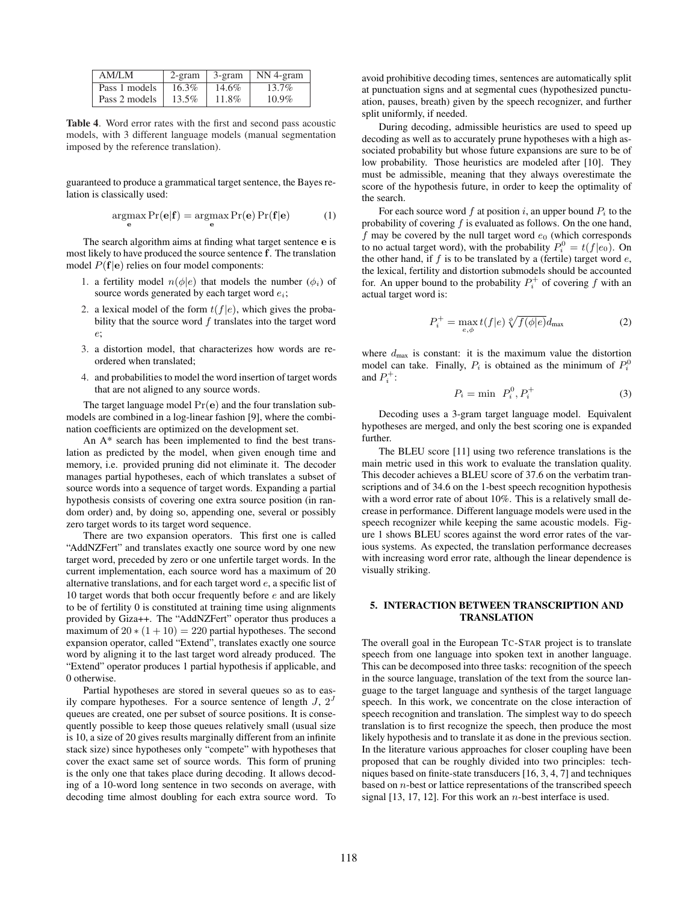| AM/LM | 2-gram | 3-gram | NN 4-gram |
|---|---|---|---|
| Pass 1 models | 16.3% | 14.6% | 13.7% |
| Pass 2 models | 13.5% | 11.8% | 10.9% |

**Table 4**. Word error rates with the first and second pass acoustic models, with 3 different language models (manual segmentation imposed by the reference translation).

guaranteed to produce a grammatical target sentence, the Bayes relation is classically used:

$$\underset{\mathbf{e}}{\operatorname{argmax}} \Pr(\mathbf{e}|\mathbf{f}) = \underset{\mathbf{e}}{\operatorname{argmax}} \Pr(\mathbf{e}) \Pr(\mathbf{f}|\mathbf{e}) \tag{1}$$

The search algorithm aims at finding what target sentence $\mathbf{e}$ is most likely to have produced the source sentence $\mathbf{f}$. The translation model $P(\mathbf{f}|\mathbf{e})$ relies on four model components:

1. a fertility model $n(\phi|e)$ that models the number ($\phi_i$) of source words generated by each target word $e_i$;
2. a lexical model of the form $t(f|e)$, which gives the probability that the source word $f$ translates into the target word $e$;
3. a distortion model, that characterizes how words are reordered when translated;
4. and probabilities to model the word insertion of target words that are not aligned to any source words.

The target language model $\Pr(\mathbf{e})$ and the four translation submodels are combined in a log-linear fashion [9], where the combination coefficients are optimized on the development set.

An A* search has been implemented to find the best translation as predicted by the model, when given enough time and memory, i.e. provided pruning did not eliminate it. The decoder manages partial hypotheses, each of which translates a subset of source words into a sequence of target words. Expanding a partial hypothesis consists of covering one extra source position (in random order) and, by doing so, appending one, several or possibly zero target words to its target word sequence.

There are two expansion operators. This first one is called "AddNZFert" and translates exactly one source word by one new target word, preceded by zero or one unfertile target words. In the current implementation, each source word has a maximum of 20 alternative translations, and for each target word $e$, a specific list of 10 target words that both occur frequently before $e$ and are likely to be of fertility 0 is constituted at training time using alignments provided by Giza++. The "AddNZFert" operator thus produces a maximum of $20 * (1 + 10) = 220$ partial hypotheses. The second expansion operator, called "Extend", translates exactly one source word by aligning it to the last target word already produced. The "Extend" operator produces 1 partial hypothesis if applicable, and 0 otherwise.

Partial hypotheses are stored in several queues so as to easily compare hypotheses. For a source sentence of length $J$, $2^J$ queues are created, one per subset of source positions. It is consequently possible to keep those queues relatively small (usual size is 10, a size of 20 gives results marginally different from an infinite stack size) since hypotheses only "compete" with hypotheses that cover the exact same set of source words. This form of pruning is the only one that takes place during decoding. It allows decoding of a 10-word long sentence in two seconds on average, with decoding time almost doubling for each extra source word. To avoid prohibitive decoding times, sentences are automatically split at punctuation signs and at segmental cues (hypothesized punctuation, pauses, breath) given by the speech recognizer, and further split uniformly, if needed.

During decoding, admissible heuristics are used to speed up decoding as well as to accurately prune hypotheses with a high associated probability but whose future expansions are sure to be of low probability. Those heuristics are modeled after [10]. They must be admissible, meaning that they always overestimate the score of the hypothesis future, in order to keep the optimality of the search.

For each source word $f$ at position $i$, an upper bound $P_i$ to the probability of covering $f$ is evaluated as follows. On the one hand, $f$ may be covered by the null target word $e_0$ (which corresponds to no actual target word), with the probability $P_i^0 = t(f|e_0)$. On the other hand, if $f$ is to be translated by a (fertile) target word $e$, the lexical, fertility and distortion submodels should be accounted for. An upper bound to the probability $P_i^+$ of covering $f$ with an actual target word is:

$$P_i^+ = \max_{e,\phi} t(f|e) \sqrt[\phi]{f(\phi|e)} d_{\text{max}} \tag{2}$$

where $d_{\text{max}}$ is constant: it is the maximum value the distortion model can take. Finally, $P_i$ is obtained as the minimum of $P_i^0$ and $P_i^+$:

$$P_i = \min \; P_i^0, P_i^+ \tag{3}$$

Decoding uses a 3-gram target language model. Equivalent hypotheses are merged, and only the best scoring one is expanded further.

The BLEU score [11] using two reference translations is the main metric used in this work to evaluate the translation quality. This decoder achieves a BLEU score of 37.6 on the verbatim transcriptions and of 34.6 on the 1-best speech recognition hypothesis with a word error rate of about 10%. This is a relatively small decrease in performance. Different language models were used in the speech recognizer while keeping the same acoustic models. Figure 1 shows BLEU scores against the word error rates of the various systems. As expected, the translation performance decreases with increasing word error rate, although the linear dependence is visually striking.

## 5. INTERACTION BETWEEN TRANSCRIPTION AND TRANSLATION

The overall goal in the European TC-STAR project is to translate speech from one language into spoken text in another language. This can be decomposed into three tasks: recognition of the speech in the source language, translation of the text from the source language to the target language and synthesis of the target language speech. In this work, we concentrate on the close interaction of speech recognition and translation. The simplest way to do speech translation is to first recognize the speech, then produce the most likely hypothesis and to translate it as done in the previous section. In the literature various approaches for closer coupling have been proposed that can be roughly divided into two principles: techniques based on finite-state transducers [16, 3, 4, 7] and techniques based on $n$-best or lattice representations of the transcribed speech signal [13, 17, 12]. For this work an $n$-best interface is used.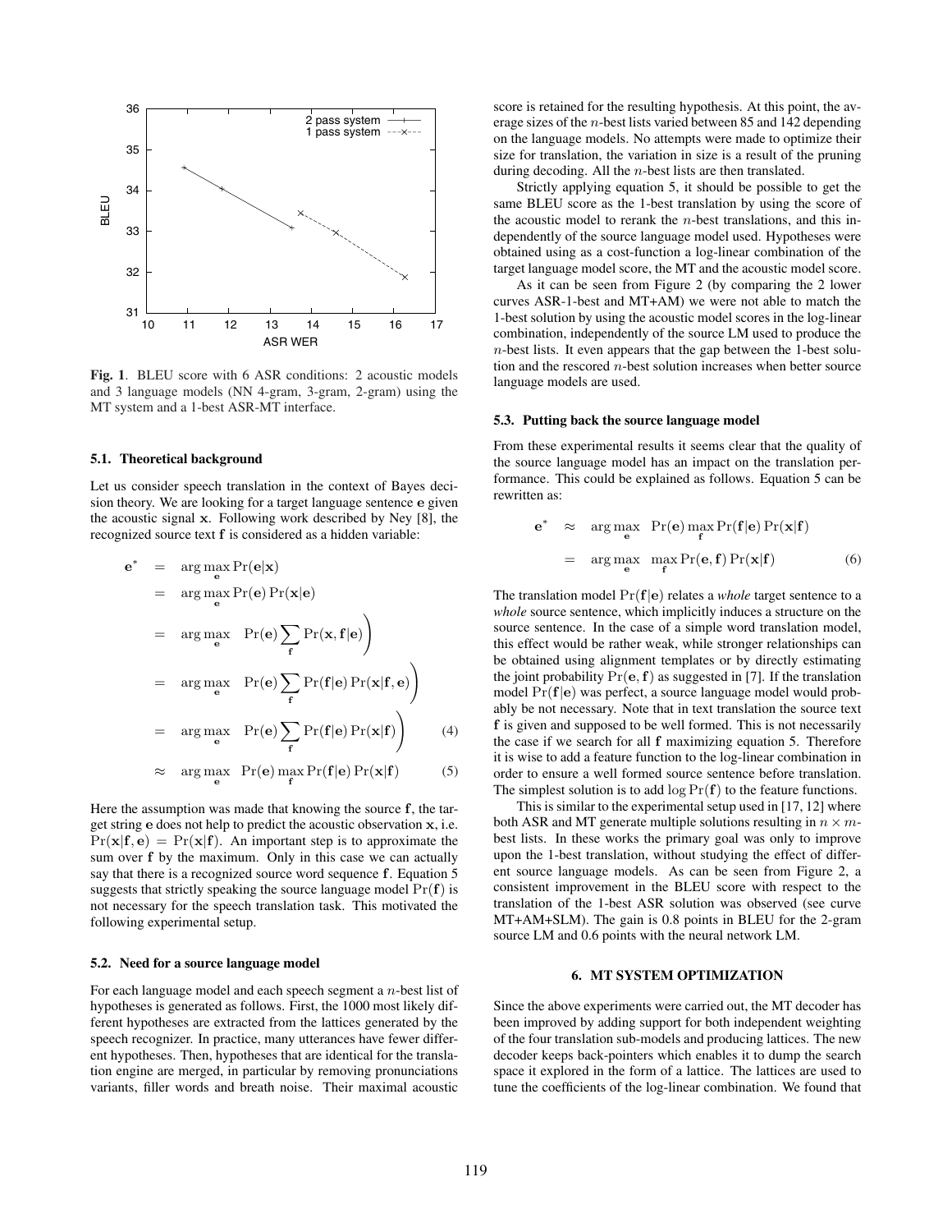**Fig. 1**. BLEU score with 6 ASR conditions: 2 acoustic models and 3 language models (NN 4-gram, 3-gram, 2-gram) using the MT system and a 1-best ASR-MT interface.

### 5.1. Theoretical background

Let us consider speech translation in the context of Bayes decision theory. We are looking for a target language sentence $\mathbf{e}$ given the acoustic signal $\mathbf{x}$. Following work described by Ney [8], the recognized source text $\mathbf{f}$ is considered as a hidden variable:

$$
\begin{aligned}
\mathbf{e}^* &= \arg\max_{\mathbf{e}} \Pr(\mathbf{e}|\mathbf{x}) \\
&= \arg\max_{\mathbf{e}} \Pr(\mathbf{e}) \Pr(\mathbf{x}|\mathbf{e}) \\
&= \arg\max_{\mathbf{e}} \left( \Pr(\mathbf{e}) \sum_{\mathbf{f}} \Pr(\mathbf{x}, \mathbf{f}|\mathbf{e}) \right) \\
&= \arg\max_{\mathbf{e}} \left( \Pr(\mathbf{e}) \sum_{\mathbf{f}} \Pr(\mathbf{f}|\mathbf{e}) \Pr(\mathbf{x}|\mathbf{f}, \mathbf{e}) \right) \\
&= \arg\max_{\mathbf{e}} \left( \Pr(\mathbf{e}) \sum_{\mathbf{f}} \Pr(\mathbf{f}|\mathbf{e}) \Pr(\mathbf{x}|\mathbf{f}) \right) \quad (4) \\
&\approx \arg\max_{\mathbf{e}} \Pr(\mathbf{e}) \max_{\mathbf{f}} \Pr(\mathbf{f}|\mathbf{e}) \Pr(\mathbf{x}|\mathbf{f}) \quad (5)
\end{aligned}
$$

Here the assumption was made that knowing the source $\mathbf{f}$, the target string $\mathbf{e}$ does not help to predict the acoustic observation $\mathbf{x}$, i.e. $\Pr(\mathbf{x}|\mathbf{f}, \mathbf{e}) = \Pr(\mathbf{x}|\mathbf{f})$. An important step is to approximate the sum over $\mathbf{f}$ by the maximum. Only in this case we can actually say that there is a recognized source word sequence $\mathbf{f}$. Equation 5 suggests that strictly speaking the source language model $\Pr(\mathbf{f})$ is not necessary for the speech translation task. This motivated the following experimental setup.

### 5.2. Need for a source language model

For each language model and each speech segment a $n$-best list of hypotheses is generated as follows. First, the 1000 most likely different hypotheses are extracted from the lattices generated by the speech recognizer. In practice, many utterances have fewer different hypotheses. Then, hypotheses that are identical for the translation engine are merged, in particular by removing pronunciations variants, filler words and breath noise. Their maximal acoustic score is retained for the resulting hypothesis. At this point, the average sizes of the $n$-best lists varied between 85 and 142 depending on the language models. No attempts were made to optimize their size for translation, the variation in size is a result of the pruning during decoding. All the $n$-best lists are then translated.

Strictly applying equation 5, it should be possible to get the same BLEU score as the 1-best translation by using the score of the acoustic model to rerank the $n$-best translations, and this independently of the source language model used. Hypotheses were obtained using as a cost-function a log-linear combination of the target language model score, the MT and the acoustic model score.

As it can be seen from Figure 2 (by comparing the 2 lower curves ASR-1-best and MT+AM) we were not able to match the 1-best solution by using the acoustic model scores in the log-linear combination, independently of the source LM used to produce the $n$-best lists. It even appears that the gap between the 1-best solution and the rescored $n$-best solution increases when better source language models are used.

### 5.3. Putting back the source language model

From these experimental results it seems clear that the quality of the source language model has an impact on the translation performance. This could be explained as follows. Equation 5 can be rewritten as:

$$
\begin{aligned}
\mathbf{e}^* &\approx \arg\max_{\mathbf{e}} \Pr(\mathbf{e}) \max_{\mathbf{f}} \Pr(\mathbf{f}|\mathbf{e}) \Pr(\mathbf{x}|\mathbf{f}) \\
&= \arg\max_{\mathbf{e}} \max_{\mathbf{f}} \Pr(\mathbf{e}, \mathbf{f}) \Pr(\mathbf{x}|\mathbf{f}) \quad (6)
\end{aligned}
$$

The translation model $\Pr(\mathbf{f}|\mathbf{e})$ relates a *whole* target sentence to a *whole* source sentence, which implicitly induces a structure on the source sentence. In the case of a simple word translation model, this effect would be rather weak, while stronger relationships can be obtained using alignment templates or by directly estimating the joint probability $\Pr(\mathbf{e}, \mathbf{f})$ as suggested in [7]. If the translation model $\Pr(\mathbf{f}|\mathbf{e})$ was perfect, a source language model would probably be not necessary. Note that in text translation the source text $\mathbf{f}$ is given and supposed to be well formed. This is not necessarily the case if we search for all $\mathbf{f}$ maximizing equation 5. Therefore it is wise to add a feature function to the log-linear combination in order to ensure a well formed source sentence before translation. The simplest solution is to add $\log \Pr(\mathbf{f})$ to the feature functions.

This is similar to the experimental setup used in [17, 12] where both ASR and MT generate multiple solutions resulting in $n \times m$-best lists. In these works the primary goal was only to improve upon the 1-best translation, without studying the effect of different source language models. As can be seen from Figure 2, a consistent improvement in the BLEU score with respect to the translation of the 1-best ASR solution was observed (see curve MT+AM+SLM). The gain is 0.8 points in BLEU for the 2-gram source LM and 0.6 points with the neural network LM.

## 6. MT SYSTEM OPTIMIZATION

Since the above experiments were carried out, the MT decoder has been improved by adding support for both independent weighting of the four translation sub-models and producing lattices. The new decoder keeps back-pointers which enables it to dump the search space it explored in the form of a lattice. The lattices are used to tune the coefficients of the log-linear combination. We found that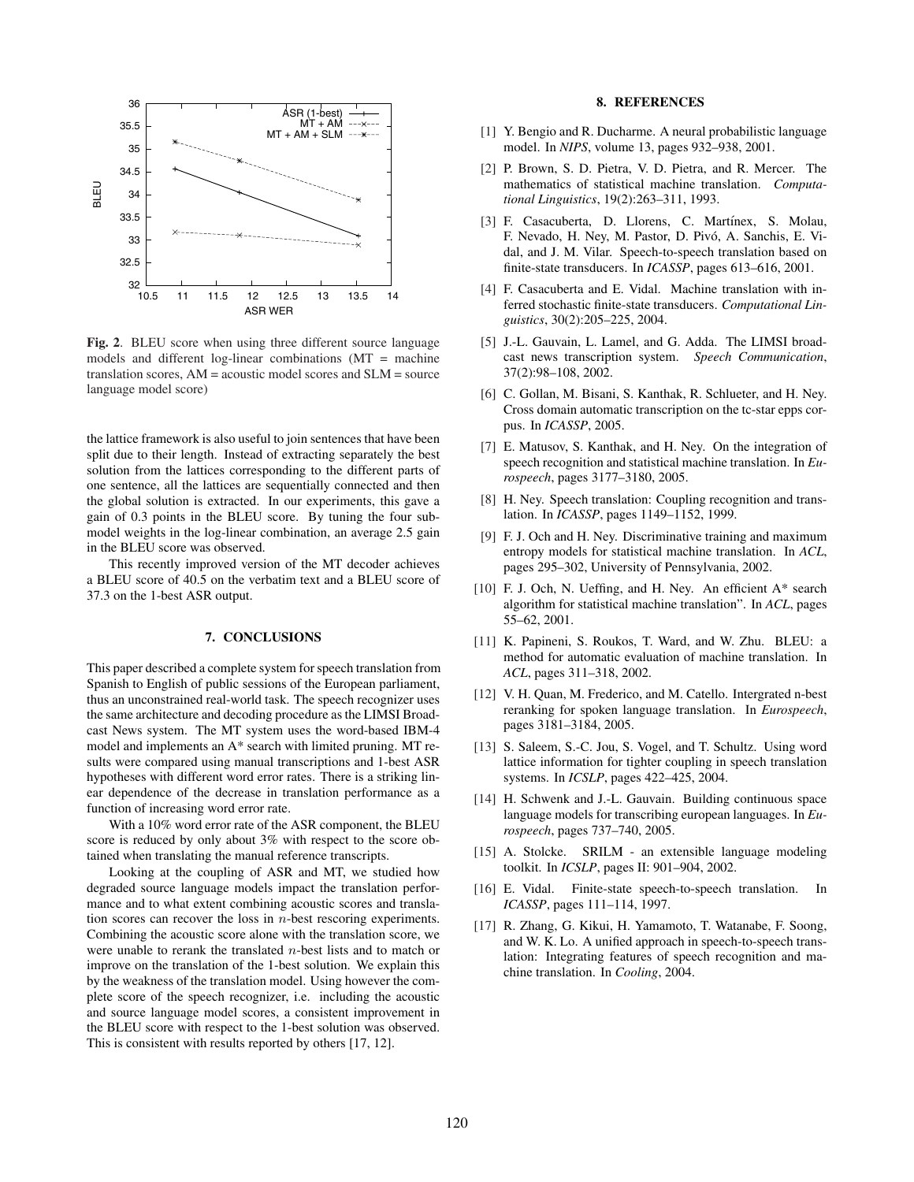36
35.5
35
34.5
34
33.5
33
32.5
32
10.5 11 11.5 12 12.5 13 13.5 14
BLEU
ASR WER
ASR (1-best)
MT + AM
MT + AM + SLM

**Fig. 2**. BLEU score when using three different source language models and different log-linear combinations (MT = machine translation scores, AM = acoustic model scores and SLM = source language model score)

the lattice framework is also useful to join sentences that have been split due to their length. Instead of extracting separately the best solution from the lattices corresponding to the different parts of one sentence, all the lattices are sequentially connected and then the global solution is extracted. In our experiments, this gave a gain of 0.3 points in the BLEU score. By tuning the four submodel weights in the log-linear combination, an average 2.5 gain in the BLEU score was observed.

This recently improved version of the MT decoder achieves a BLEU score of 40.5 on the verbatim text and a BLEU score of 37.3 on the 1-best ASR output.

## 7. CONCLUSIONS

This paper described a complete system for speech translation from Spanish to English of public sessions of the European parliament, thus an unconstrained real-world task. The speech recognizer uses the same architecture and decoding procedure as the LIMSI Broadcast News system. The MT system uses the word-based IBM-4 model and implements an A* search with limited pruning. MT results were compared using manual transcriptions and 1-best ASR hypotheses with different word error rates. There is a striking linear dependence of the decrease in translation performance as a function of increasing word error rate.

With a 10% word error rate of the ASR component, the BLEU score is reduced by only about 3% with respect to the score obtained when translating the manual reference transcripts.

Looking at the coupling of ASR and MT, we studied how degraded source language models impact the translation performance and to what extent combining acoustic scores and translation scores can recover the loss in $n$-best rescoring experiments. Combining the acoustic score alone with the translation score, we were unable to rerank the translated $n$-best lists and to match or improve on the translation of the 1-best solution. We explain this by the weakness of the translation model. Using however the complete score of the speech recognizer, i.e. including the acoustic and source language model scores, a consistent improvement in the BLEU score with respect to the 1-best solution was observed. This is consistent with results reported by others [17, 12].

## 8. REFERENCES

[1] Y. Bengio and R. Ducharme. A neural probabilistic language model. In *NIPS*, volume 13, pages 932–938, 2001.

[2] P. Brown, S. D. Pietra, V. D. Pietra, and R. Mercer. The mathematics of statistical machine translation. *Computational Linguistics*, 19(2):263–311, 1993.

[3] F. Casacuberta, D. Llorens, C. Martínex, S. Molau, F. Nevado, H. Ney, M. Pastor, D. Pivó, A. Sanchis, E. Vidal, and J. M. Vilar. Speech-to-speech translation based on finite-state transducers. In *ICASSP*, pages 613–616, 2001.

[4] F. Casacuberta and E. Vidal. Machine translation with inferred stochastic finite-state transducers. *Computational Linguistics*, 30(2):205–225, 2004.

[5] J.-L. Gauvain, L. Lamel, and G. Adda. The LIMSI broadcast news transcription system. *Speech Communication*, 37(2):98–108, 2002.

[6] C. Gollan, M. Bisani, S. Kanthak, R. Schlueter, and H. Ney. Cross domain automatic transcription on the tc-star epps corpus. In *ICASSP*, 2005.

[7] E. Matusov, S. Kanthak, and H. Ney. On the integration of speech recognition and statistical machine translation. In *Eurospeech*, pages 3177–3180, 2005.

[8] H. Ney. Speech translation: Coupling recognition and translation. In *ICASSP*, pages 1149–1152, 1999.

[9] F. J. Och and H. Ney. Discriminative training and maximum entropy models for statistical machine translation. In *ACL*, pages 295–302, University of Pennsylvania, 2002.

[10] F. J. Och, N. Ueffing, and H. Ney. An efficient A* search algorithm for statistical machine translation". In *ACL*, pages 55–62, 2001.

[11] K. Papineni, S. Roukos, T. Ward, and W. Zhu. BLEU: a method for automatic evaluation of machine translation. In *ACL*, pages 311–318, 2002.

[12] V. H. Quan, M. Frederico, and M. Catello. Intergrated n-best reranking for spoken language translation. In *Eurospeech*, pages 3181–3184, 2005.

[13] S. Saleem, S.-C. Jou, S. Vogel, and T. Schultz. Using word lattice information for tighter coupling in speech translation systems. In *ICSLP*, pages 422–425, 2004.

[14] H. Schwenk and J.-L. Gauvain. Building continuous space language models for transcribing european languages. In *Eurospeech*, pages 737–740, 2005.

[15] A. Stolcke. SRILM - an extensible language modeling toolkit. In *ICSLP*, pages II: 901–904, 2002.

[16] E. Vidal. Finite-state speech-to-speech translation. In *ICASSP*, pages 111–114, 1997.

[17] R. Zhang, G. Kikui, H. Yamamoto, T. Watanabe, F. Soong, and W. K. Lo. A unified approach in speech-to-speech translation: Integrating features of speech recognition and machine translation. In *Cooling*, 2004.